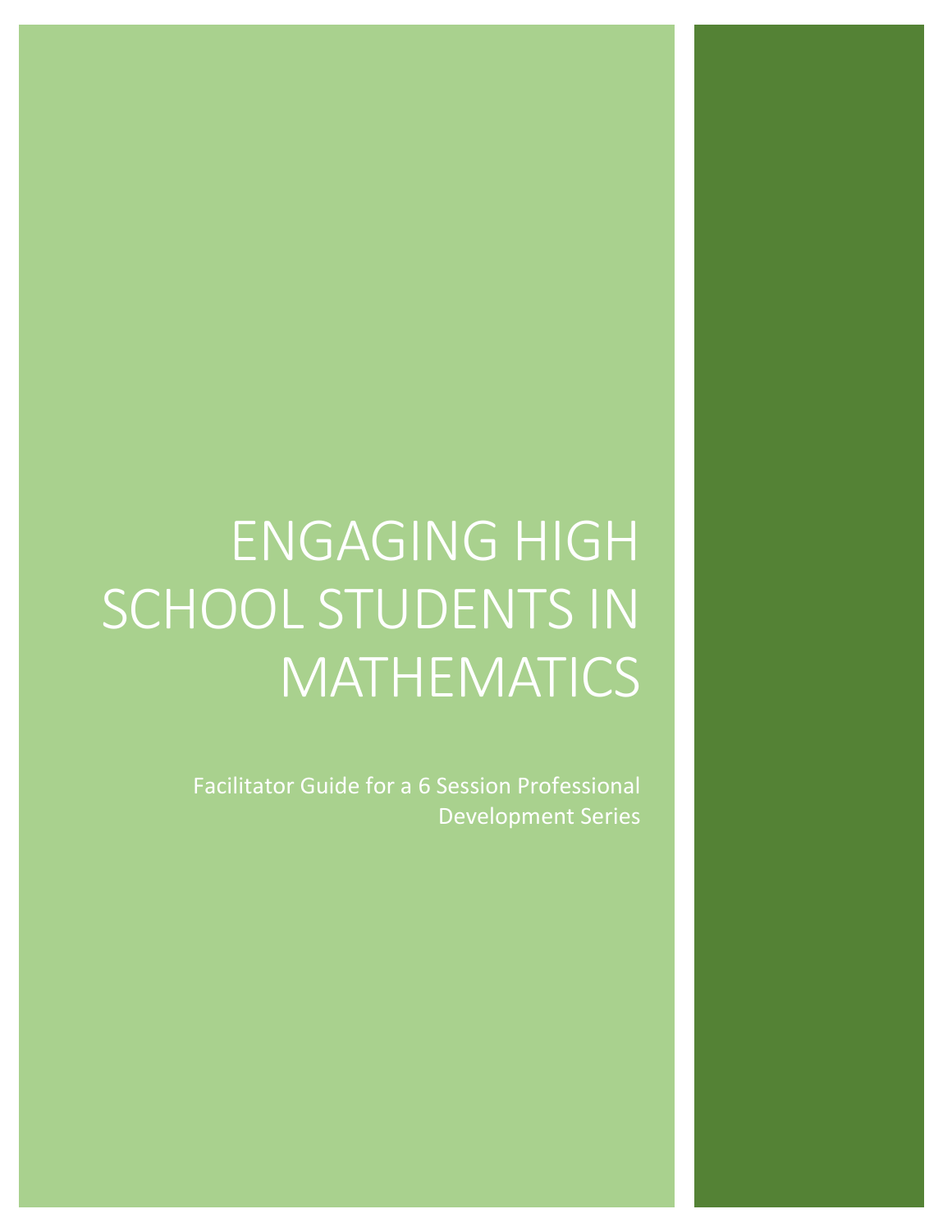# ENGAGING HIGH SCHOOL STUDENTS IN MATHEMATICS

Facilitator Guide for a 6 Session Professional Development Series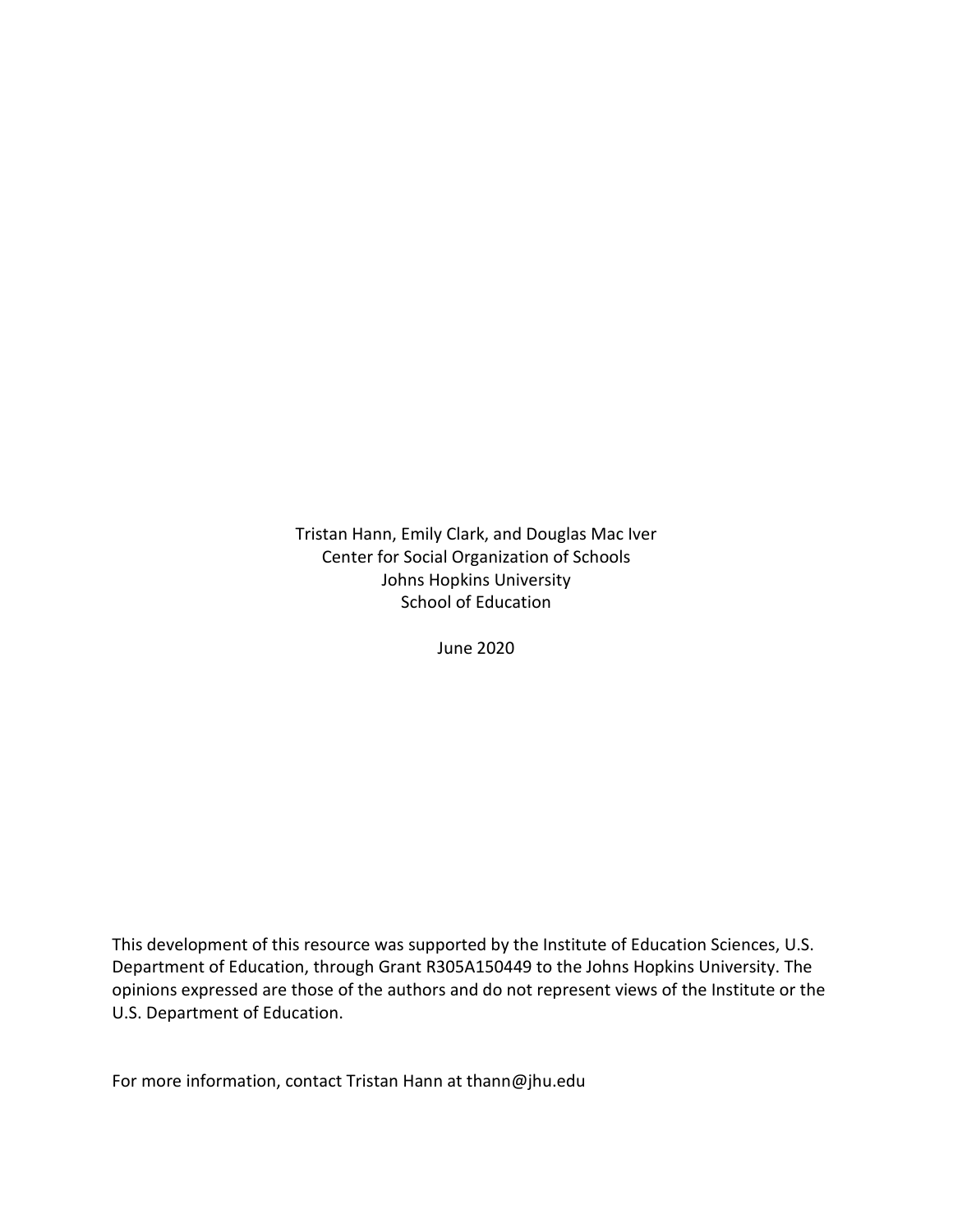Tristan Hann, Emily Clark, and Douglas Mac Iver
Center for Social Organization of Schools
Johns Hopkins University
School of Education

June 2020

This development of this resource was supported by the Institute of Education Sciences, U.S. Department of Education, through Grant R305A150449 to the Johns Hopkins University. The opinions expressed are those of the authors and do not represent views of the Institute or the U.S. Department of Education.

For more information, contact Tristan Hann at thann@jhu.edu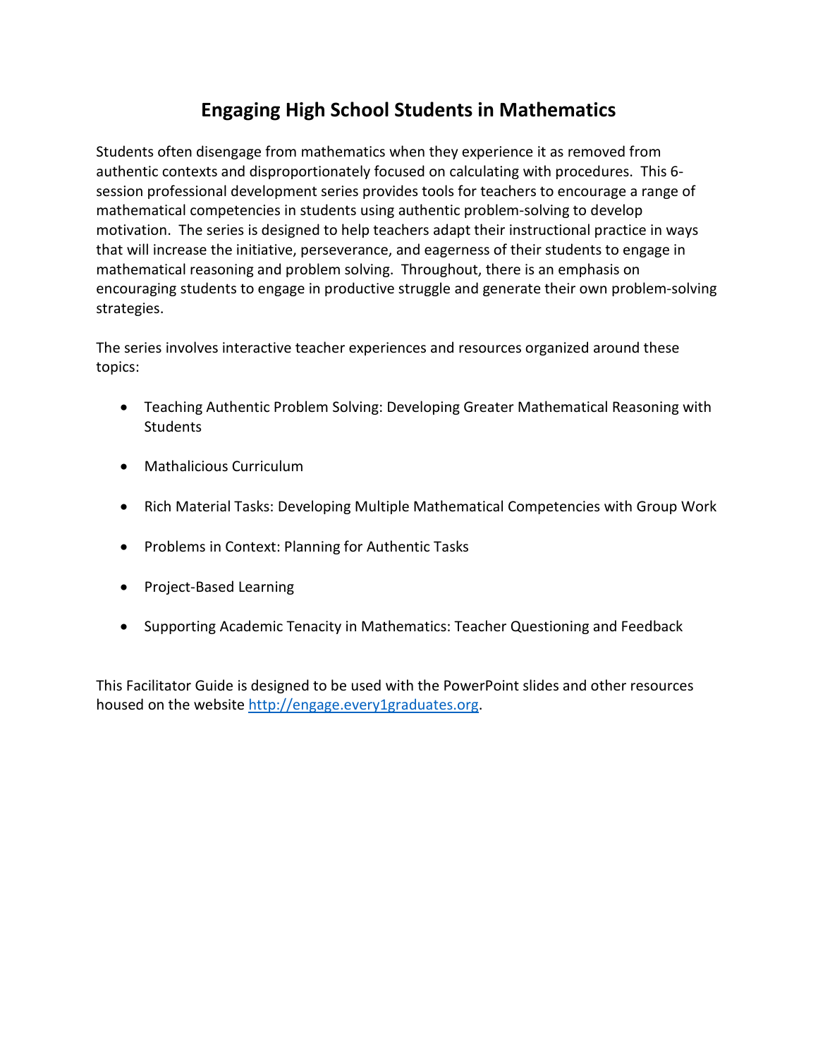# Engaging High School Students in Mathematics

Students often disengage from mathematics when they experience it as removed from authentic contexts and disproportionately focused on calculating with procedures. This 6-session professional development series provides tools for teachers to encourage a range of mathematical competencies in students using authentic problem-solving to develop motivation. The series is designed to help teachers adapt their instructional practice in ways that will increase the initiative, perseverance, and eagerness of their students to engage in mathematical reasoning and problem solving. Throughout, there is an emphasis on encouraging students to engage in productive struggle and generate their own problem-solving strategies.

The series involves interactive teacher experiences and resources organized around these topics:

- Teaching Authentic Problem Solving: Developing Greater Mathematical Reasoning with Students
- Mathalicious Curriculum
- Rich Material Tasks: Developing Multiple Mathematical Competencies with Group Work
- Problems in Context: Planning for Authentic Tasks
- Project-Based Learning
- Supporting Academic Tenacity in Mathematics: Teacher Questioning and Feedback

This Facilitator Guide is designed to be used with the PowerPoint slides and other resources housed on the website [http://engage.every1graduates.org](http://engage.every1graduates.org).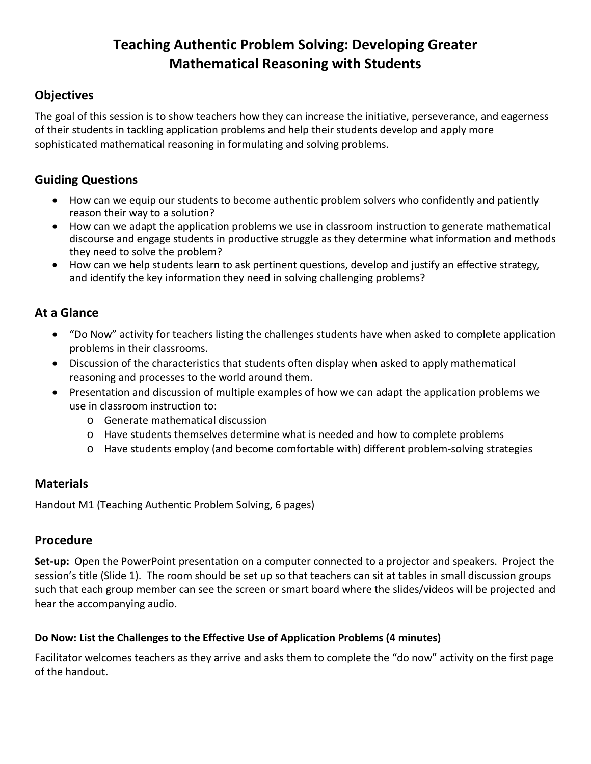# Teaching Authentic Problem Solving: Developing Greater Mathematical Reasoning with Students

## Objectives

The goal of this session is to show teachers how they can increase the initiative, perseverance, and eagerness of their students in tackling application problems and help their students develop and apply more sophisticated mathematical reasoning in formulating and solving problems.

## Guiding Questions

- How can we equip our students to become authentic problem solvers who confidently and patiently reason their way to a solution?
- How can we adapt the application problems we use in classroom instruction to generate mathematical discourse and engage students in productive struggle as they determine what information and methods they need to solve the problem?
- How can we help students learn to ask pertinent questions, develop and justify an effective strategy, and identify the key information they need in solving challenging problems?

## At a Glance

- "Do Now" activity for teachers listing the challenges students have when asked to complete application problems in their classrooms.
- Discussion of the characteristics that students often display when asked to apply mathematical reasoning and processes to the world around them.
- Presentation and discussion of multiple examples of how we can adapt the application problems we use in classroom instruction to:
  - Generate mathematical discussion
  - Have students themselves determine what is needed and how to complete problems
  - Have students employ (and become comfortable with) different problem-solving strategies

## Materials

Handout M1 (Teaching Authentic Problem Solving, 6 pages)

## Procedure

**Set-up:** Open the PowerPoint presentation on a computer connected to a projector and speakers. Project the session's title (Slide 1). The room should be set up so that teachers can sit at tables in small discussion groups such that each group member can see the screen or smart board where the slides/videos will be projected and hear the accompanying audio.

#### Do Now: List the Challenges to the Effective Use of Application Problems (4 minutes)

Facilitator welcomes teachers as they arrive and asks them to complete the "do now" activity on the first page of the handout.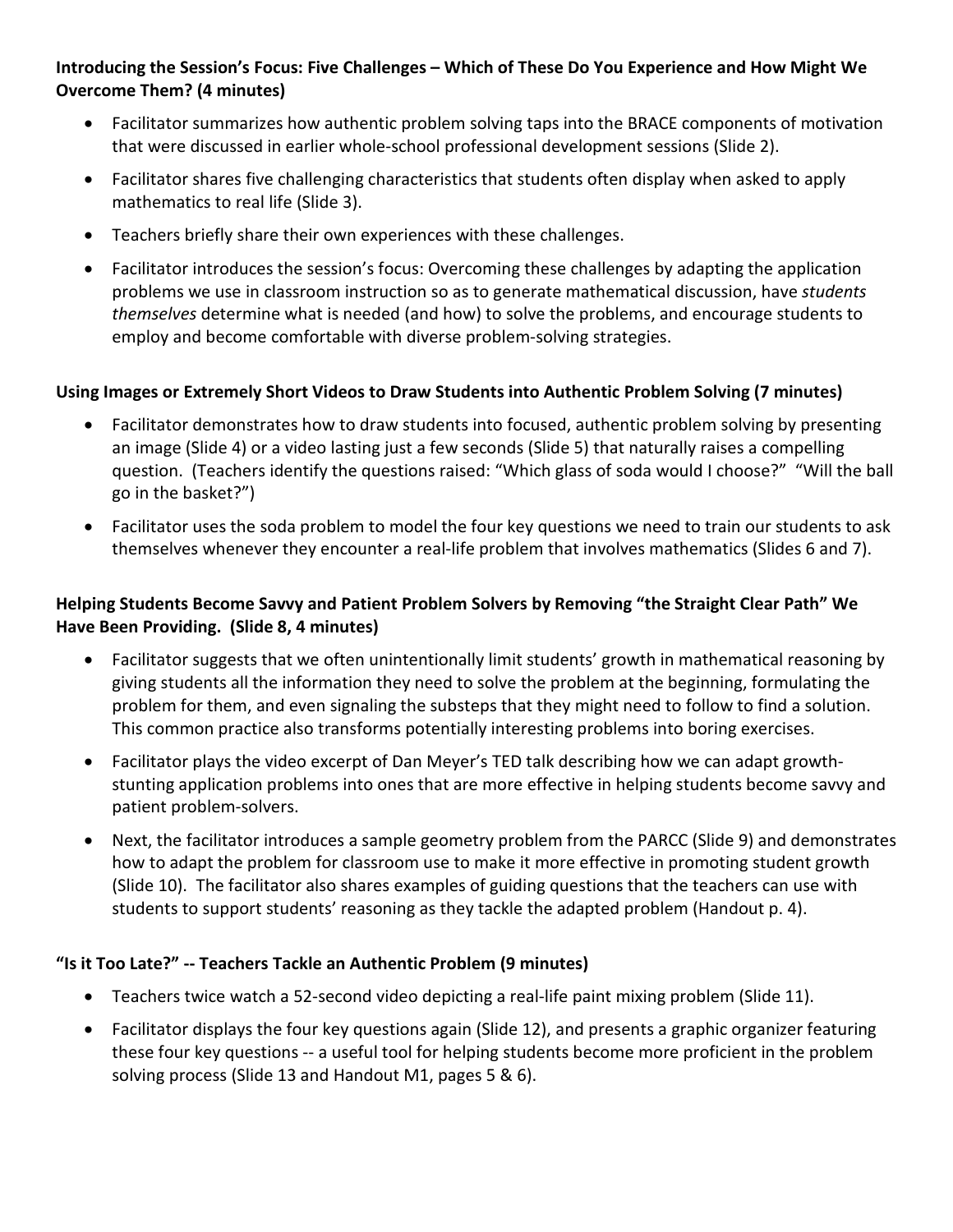**Introducing the Session's Focus: Five Challenges – Which of These Do You Experience and How Might We Overcome Them? (4 minutes)**

- Facilitator summarizes how authentic problem solving taps into the BRACE components of motivation that were discussed in earlier whole-school professional development sessions (Slide 2).
- Facilitator shares five challenging characteristics that students often display when asked to apply mathematics to real life (Slide 3).
- Teachers briefly share their own experiences with these challenges.
- Facilitator introduces the session's focus: Overcoming these challenges by adapting the application problems we use in classroom instruction so as to generate mathematical discussion, have *students themselves* determine what is needed (and how) to solve the problems, and encourage students to employ and become comfortable with diverse problem-solving strategies.

**Using Images or Extremely Short Videos to Draw Students into Authentic Problem Solving (7 minutes)**

- Facilitator demonstrates how to draw students into focused, authentic problem solving by presenting an image (Slide 4) or a video lasting just a few seconds (Slide 5) that naturally raises a compelling question. (Teachers identify the questions raised: "Which glass of soda would I choose?" "Will the ball go in the basket?")
- Facilitator uses the soda problem to model the four key questions we need to train our students to ask themselves whenever they encounter a real-life problem that involves mathematics (Slides 6 and 7).

**Helping Students Become Savvy and Patient Problem Solvers by Removing "the Straight Clear Path" We Have Been Providing. (Slide 8, 4 minutes)**

- Facilitator suggests that we often unintentionally limit students' growth in mathematical reasoning by giving students all the information they need to solve the problem at the beginning, formulating the problem for them, and even signaling the substeps that they might need to follow to find a solution. This common practice also transforms potentially interesting problems into boring exercises.
- Facilitator plays the video excerpt of Dan Meyer's TED talk describing how we can adapt growth-stunting application problems into ones that are more effective in helping students become savvy and patient problem-solvers.
- Next, the facilitator introduces a sample geometry problem from the PARCC (Slide 9) and demonstrates how to adapt the problem for classroom use to make it more effective in promoting student growth (Slide 10). The facilitator also shares examples of guiding questions that the teachers can use with students to support students' reasoning as they tackle the adapted problem (Handout p. 4).

**"Is it Too Late?" -- Teachers Tackle an Authentic Problem (9 minutes)**

- Teachers twice watch a 52-second video depicting a real-life paint mixing problem (Slide 11).
- Facilitator displays the four key questions again (Slide 12), and presents a graphic organizer featuring these four key questions -- a useful tool for helping students become more proficient in the problem solving process (Slide 13 and Handout M1, pages 5 & 6).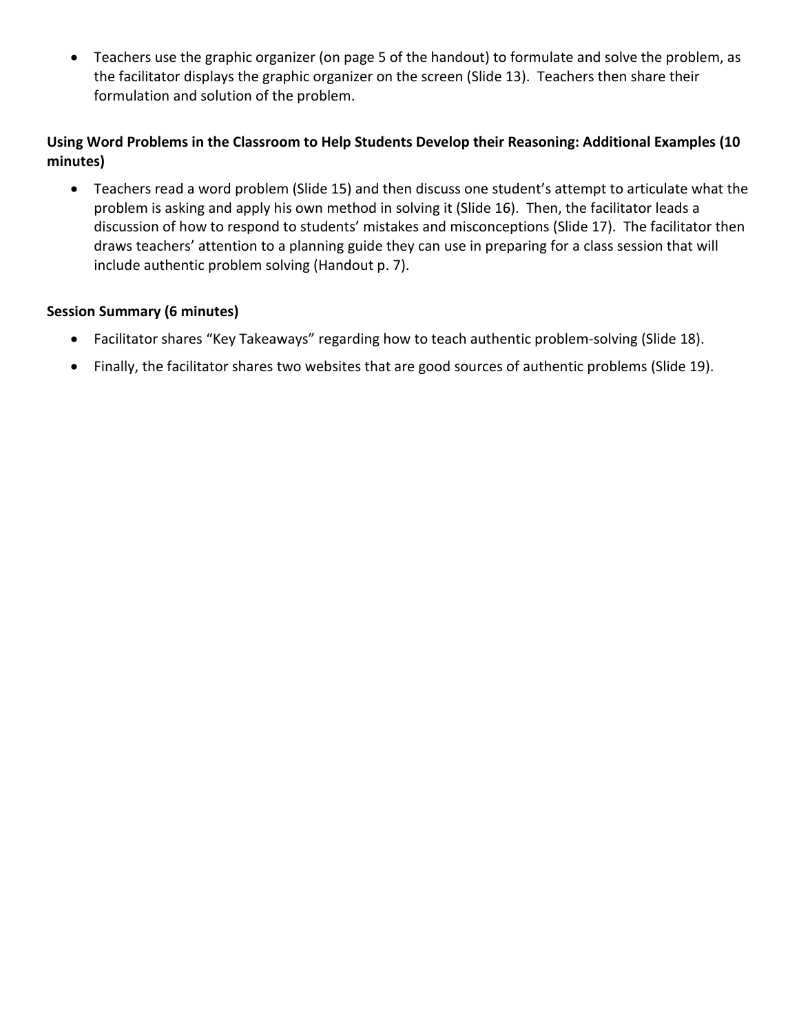- Teachers use the graphic organizer (on page 5 of the handout) to formulate and solve the problem, as the facilitator displays the graphic organizer on the screen (Slide 13). Teachers then share their formulation and solution of the problem.

**Using Word Problems in the Classroom to Help Students Develop their Reasoning: Additional Examples (10 minutes)**

- Teachers read a word problem (Slide 15) and then discuss one student's attempt to articulate what the problem is asking and apply his own method in solving it (Slide 16). Then, the facilitator leads a discussion of how to respond to students' mistakes and misconceptions (Slide 17). The facilitator then draws teachers' attention to a planning guide they can use in preparing for a class session that will include authentic problem solving (Handout p. 7).

**Session Summary (6 minutes)**

- Facilitator shares "Key Takeaways" regarding how to teach authentic problem-solving (Slide 18).
- Finally, the facilitator shares two websites that are good sources of authentic problems (Slide 19).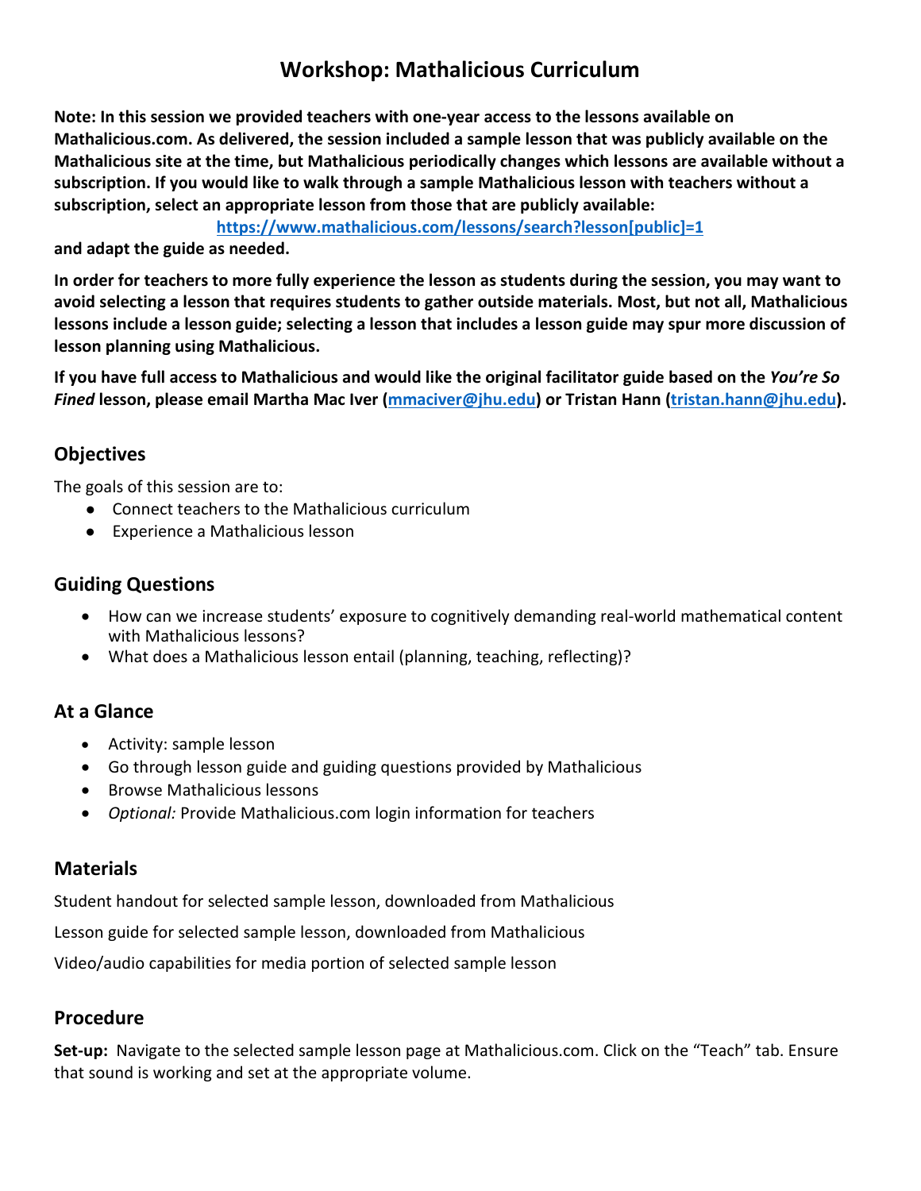# Workshop: Mathalicious Curriculum

**Note: In this session we provided teachers with one-year access to the lessons available on Mathalicious.com. As delivered, the session included a sample lesson that was publicly available on the Mathalicious site at the time, but Mathalicious periodically changes which lessons are available without a subscription. If you would like to walk through a sample Mathalicious lesson with teachers without a subscription, select an appropriate lesson from those that are publicly available:**

**[https://www.mathalicious.com/lessons/search?lesson[public]=1](https://www.mathalicious.com/lessons/search?lesson[public]=1)**

**and adapt the guide as needed.**

**In order for teachers to more fully experience the lesson as students during the session, you may want to avoid selecting a lesson that requires students to gather outside materials. Most, but not all, Mathalicious lessons include a lesson guide; selecting a lesson that includes a lesson guide may spur more discussion of lesson planning using Mathalicious.**

**If you have full access to Mathalicious and would like the original facilitator guide based on the *You're So Fined* lesson, please email Martha Mac Iver ([mmaciver@jhu.edu](mailto:mmaciver@jhu.edu)) or Tristan Hann ([tristan.hann@jhu.edu](mailto:tristan.hann@jhu.edu)).**

## Objectives

The goals of this session are to:

- Connect teachers to the Mathalicious curriculum
- Experience a Mathalicious lesson

## Guiding Questions

- How can we increase students' exposure to cognitively demanding real-world mathematical content with Mathalicious lessons?
- What does a Mathalicious lesson entail (planning, teaching, reflecting)?

## At a Glance

- Activity: sample lesson
- Go through lesson guide and guiding questions provided by Mathalicious
- Browse Mathalicious lessons
- *Optional:* Provide Mathalicious.com login information for teachers

## Materials

Student handout for selected sample lesson, downloaded from Mathalicious

Lesson guide for selected sample lesson, downloaded from Mathalicious

Video/audio capabilities for media portion of selected sample lesson

## Procedure

**Set-up:** Navigate to the selected sample lesson page at Mathalicious.com. Click on the "Teach" tab. Ensure that sound is working and set at the appropriate volume.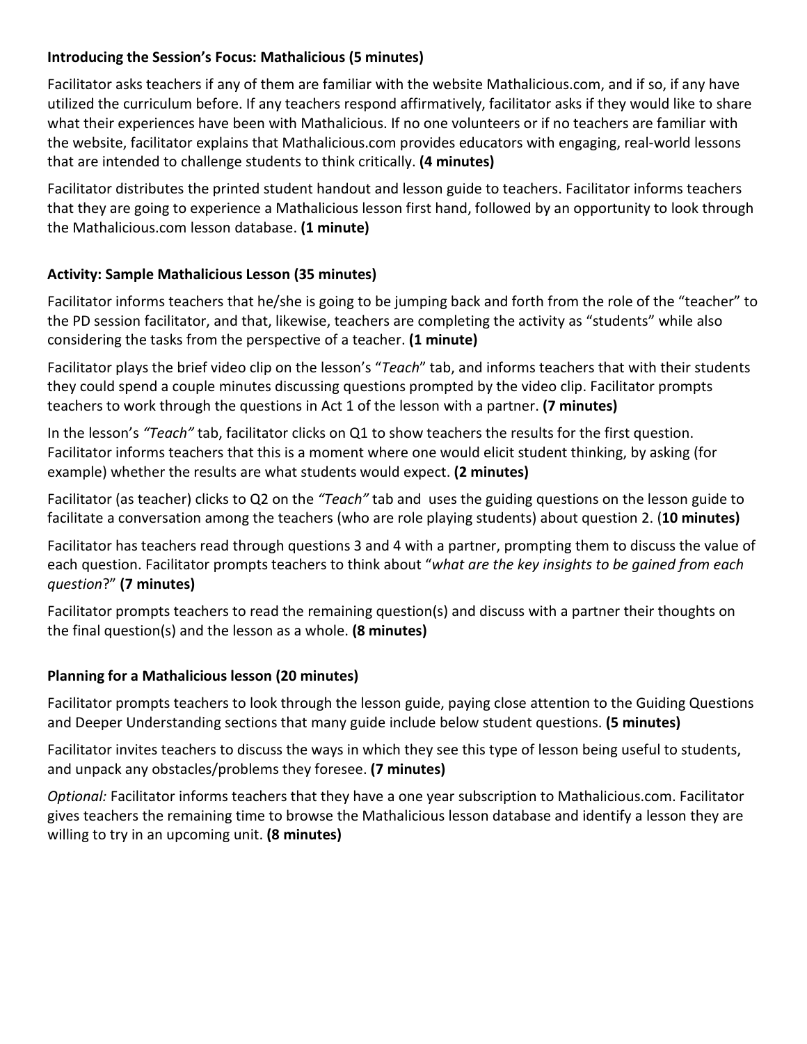**Introducing the Session's Focus: Mathalicious (5 minutes)**

Facilitator asks teachers if any of them are familiar with the website Mathalicious.com, and if so, if any have utilized the curriculum before. If any teachers respond affirmatively, facilitator asks if they would like to share what their experiences have been with Mathalicious. If no one volunteers or if no teachers are familiar with the website, facilitator explains that Mathalicious.com provides educators with engaging, real-world lessons that are intended to challenge students to think critically. **(4 minutes)**

Facilitator distributes the printed student handout and lesson guide to teachers. Facilitator informs teachers that they are going to experience a Mathalicious lesson first hand, followed by an opportunity to look through the Mathalicious.com lesson database. **(1 minute)**

**Activity: Sample Mathalicious Lesson (35 minutes)**

Facilitator informs teachers that he/she is going to be jumping back and forth from the role of the "teacher" to the PD session facilitator, and that, likewise, teachers are completing the activity as "students" while also considering the tasks from the perspective of a teacher. **(1 minute)**

Facilitator plays the brief video clip on the lesson's "*Teach*" tab, and informs teachers that with their students they could spend a couple minutes discussing questions prompted by the video clip. Facilitator prompts teachers to work through the questions in Act 1 of the lesson with a partner. **(7 minutes)**

In the lesson's *"Teach"* tab, facilitator clicks on Q1 to show teachers the results for the first question. Facilitator informs teachers that this is a moment where one would elicit student thinking, by asking (for example) whether the results are what students would expect. **(2 minutes)**

Facilitator (as teacher) clicks to Q2 on the *"Teach"* tab and uses the guiding questions on the lesson guide to facilitate a conversation among the teachers (who are role playing students) about question 2. (**10 minutes)**

Facilitator has teachers read through questions 3 and 4 with a partner, prompting them to discuss the value of each question. Facilitator prompts teachers to think about "*what are the key insights to be gained from each question*?" **(7 minutes)**

Facilitator prompts teachers to read the remaining question(s) and discuss with a partner their thoughts on the final question(s) and the lesson as a whole. **(8 minutes)**

**Planning for a Mathalicious lesson (20 minutes)**

Facilitator prompts teachers to look through the lesson guide, paying close attention to the Guiding Questions and Deeper Understanding sections that many guide include below student questions. **(5 minutes)**

Facilitator invites teachers to discuss the ways in which they see this type of lesson being useful to students, and unpack any obstacles/problems they foresee. **(7 minutes)**

*Optional:* Facilitator informs teachers that they have a one year subscription to Mathalicious.com. Facilitator gives teachers the remaining time to browse the Mathalicious lesson database and identify a lesson they are willing to try in an upcoming unit. **(8 minutes)**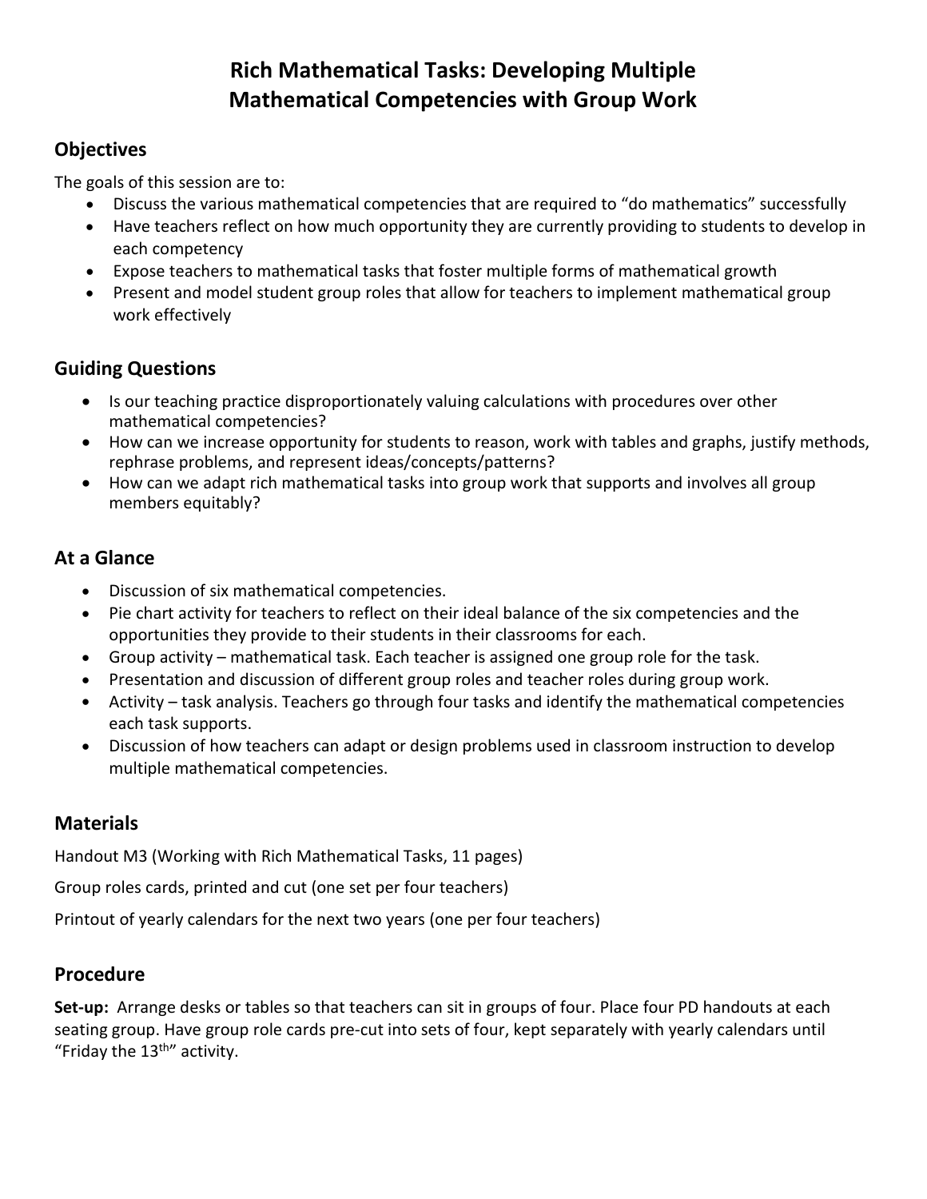# Rich Mathematical Tasks: Developing Multiple Mathematical Competencies with Group Work

## Objectives

The goals of this session are to:

- Discuss the various mathematical competencies that are required to "do mathematics" successfully
- Have teachers reflect on how much opportunity they are currently providing to students to develop in each competency
- Expose teachers to mathematical tasks that foster multiple forms of mathematical growth
- Present and model student group roles that allow for teachers to implement mathematical group work effectively

## Guiding Questions

- Is our teaching practice disproportionately valuing calculations with procedures over other mathematical competencies?
- How can we increase opportunity for students to reason, work with tables and graphs, justify methods, rephrase problems, and represent ideas/concepts/patterns?
- How can we adapt rich mathematical tasks into group work that supports and involves all group members equitably?

## At a Glance

- Discussion of six mathematical competencies.
- Pie chart activity for teachers to reflect on their ideal balance of the six competencies and the opportunities they provide to their students in their classrooms for each.
- Group activity – mathematical task. Each teacher is assigned one group role for the task.
- Presentation and discussion of different group roles and teacher roles during group work.
- Activity – task analysis. Teachers go through four tasks and identify the mathematical competencies each task supports.
- Discussion of how teachers can adapt or design problems used in classroom instruction to develop multiple mathematical competencies.

## Materials

Handout M3 (Working with Rich Mathematical Tasks, 11 pages)

Group roles cards, printed and cut (one set per four teachers)

Printout of yearly calendars for the next two years (one per four teachers)

## Procedure

**Set-up:** Arrange desks or tables so that teachers can sit in groups of four. Place four PD handouts at each seating group. Have group role cards pre-cut into sets of four, kept separately with yearly calendars until "Friday the 13th" activity.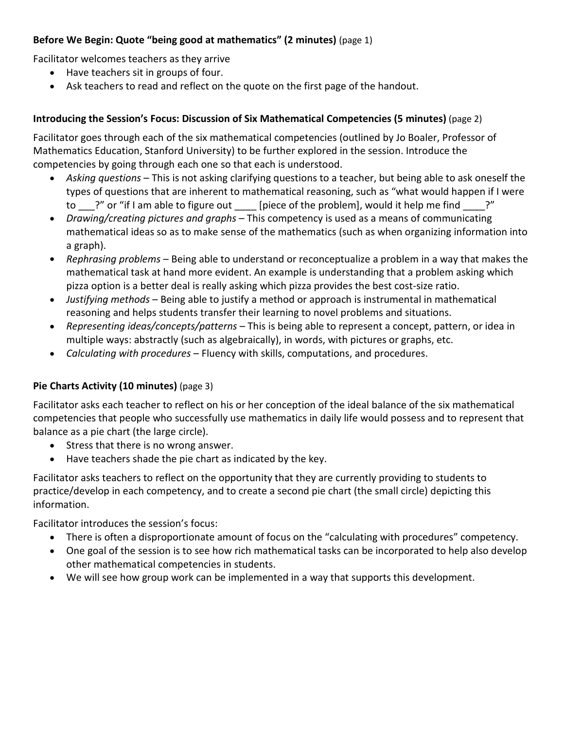**Before We Begin: Quote "being good at mathematics" (2 minutes)** (page 1)

Facilitator welcomes teachers as they arrive

- Have teachers sit in groups of four.
- Ask teachers to read and reflect on the quote on the first page of the handout.

**Introducing the Session's Focus: Discussion of Six Mathematical Competencies (5 minutes)** (page 2)

Facilitator goes through each of the six mathematical competencies (outlined by Jo Boaler, Professor of Mathematics Education, Stanford University) to be further explored in the session. Introduce the competencies by going through each one so that each is understood.

- *Asking questions* – This is not asking clarifying questions to a teacher, but being able to ask oneself the types of questions that are inherent to mathematical reasoning, such as "what would happen if I were to ___?" or "if I am able to figure out ____ [piece of the problem], would it help me find ____?"
- *Drawing/creating pictures and graphs* – This competency is used as a means of communicating mathematical ideas so as to make sense of the mathematics (such as when organizing information into a graph).
- *Rephrasing problems* – Being able to understand or reconceptualize a problem in a way that makes the mathematical task at hand more evident. An example is understanding that a problem asking which pizza option is a better deal is really asking which pizza provides the best cost-size ratio.
- *Justifying methods* – Being able to justify a method or approach is instrumental in mathematical reasoning and helps students transfer their learning to novel problems and situations.
- *Representing ideas/concepts/patterns* – This is being able to represent a concept, pattern, or idea in multiple ways: abstractly (such as algebraically), in words, with pictures or graphs, etc.
- *Calculating with procedures* – Fluency with skills, computations, and procedures.

**Pie Charts Activity (10 minutes)** (page 3)

Facilitator asks each teacher to reflect on his or her conception of the ideal balance of the six mathematical competencies that people who successfully use mathematics in daily life would possess and to represent that balance as a pie chart (the large circle).

- Stress that there is no wrong answer.
- Have teachers shade the pie chart as indicated by the key.

Facilitator asks teachers to reflect on the opportunity that they are currently providing to students to practice/develop in each competency, and to create a second pie chart (the small circle) depicting this information.

Facilitator introduces the session's focus:

- There is often a disproportionate amount of focus on the "calculating with procedures" competency.
- One goal of the session is to see how rich mathematical tasks can be incorporated to help also develop other mathematical competencies in students.
- We will see how group work can be implemented in a way that supports this development.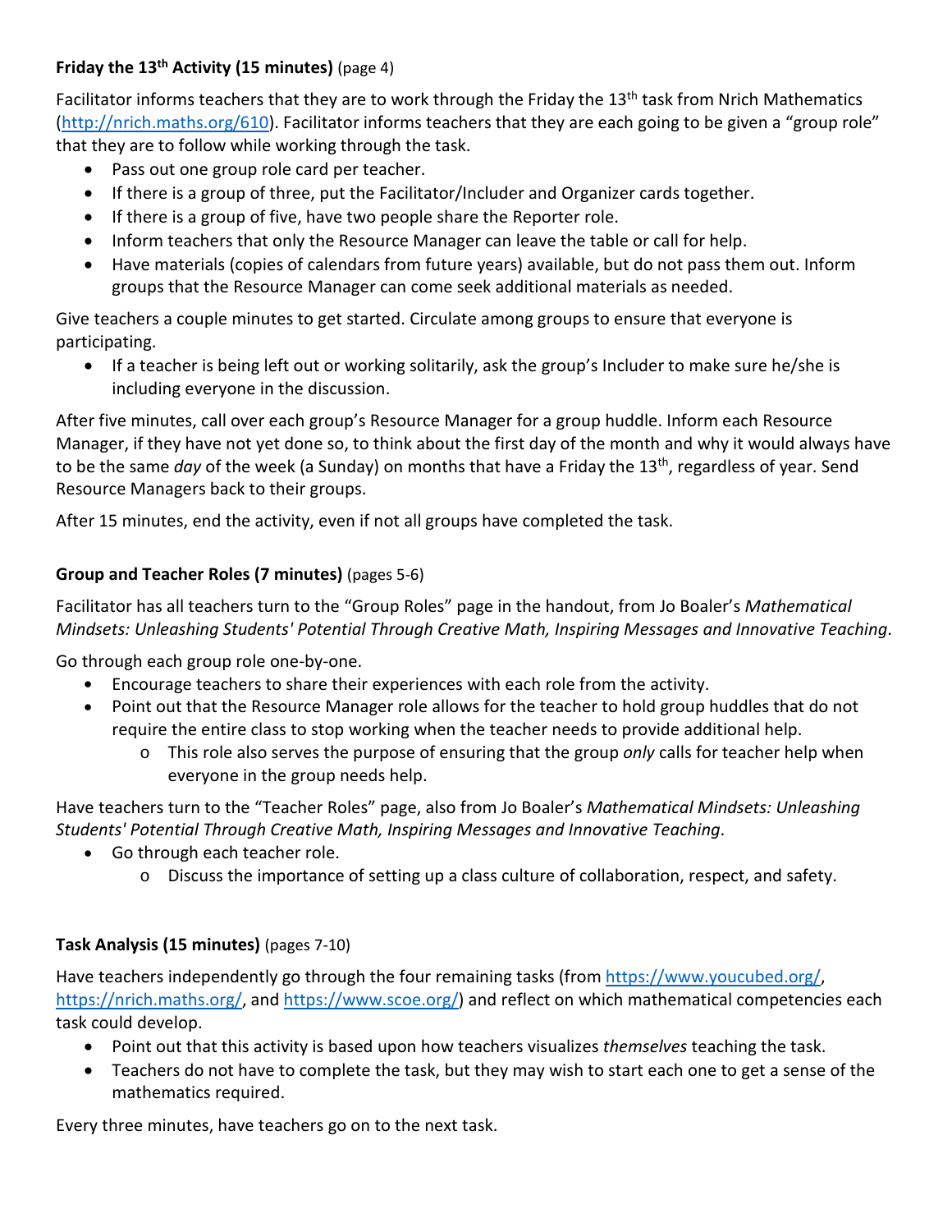**Friday the 13th Activity (15 minutes)** (page 4)

Facilitator informs teachers that they are to work through the Friday the 13th task from Nrich Mathematics (http://nrich.maths.org/610). Facilitator informs teachers that they are each going to be given a "group role" that they are to follow while working through the task.

- Pass out one group role card per teacher.
- If there is a group of three, put the Facilitator/Includer and Organizer cards together.
- If there is a group of five, have two people share the Reporter role.
- Inform teachers that only the Resource Manager can leave the table or call for help.
- Have materials (copies of calendars from future years) available, but do not pass them out. Inform groups that the Resource Manager can come seek additional materials as needed.

Give teachers a couple minutes to get started. Circulate among groups to ensure that everyone is participating.

- If a teacher is being left out or working solitarily, ask the group's Includer to make sure he/she is including everyone in the discussion.

After five minutes, call over each group's Resource Manager for a group huddle. Inform each Resource Manager, if they have not yet done so, to think about the first day of the month and why it would always have to be the same *day* of the week (a Sunday) on months that have a Friday the 13th, regardless of year. Send Resource Managers back to their groups.

After 15 minutes, end the activity, even if not all groups have completed the task.

**Group and Teacher Roles (7 minutes)** (pages 5-6)

Facilitator has all teachers turn to the "Group Roles" page in the handout, from Jo Boaler's *Mathematical Mindsets: Unleashing Students' Potential Through Creative Math, Inspiring Messages and Innovative Teaching*.

Go through each group role one-by-one.

- Encourage teachers to share their experiences with each role from the activity.
- Point out that the Resource Manager role allows for the teacher to hold group huddles that do not require the entire class to stop working when the teacher needs to provide additional help.
  - This role also serves the purpose of ensuring that the group *only* calls for teacher help when everyone in the group needs help.

Have teachers turn to the "Teacher Roles" page, also from Jo Boaler's *Mathematical Mindsets: Unleashing Students' Potential Through Creative Math, Inspiring Messages and Innovative Teaching*.

- Go through each teacher role.
  - Discuss the importance of setting up a class culture of collaboration, respect, and safety.

**Task Analysis (15 minutes)** (pages 7-10)

Have teachers independently go through the four remaining tasks (from https://www.youcubed.org/, https://nrich.maths.org/, and https://www.scoe.org/) and reflect on which mathematical competencies each task could develop.

- Point out that this activity is based upon how teachers visualizes *themselves* teaching the task.
- Teachers do not have to complete the task, but they may wish to start each one to get a sense of the mathematics required.

Every three minutes, have teachers go on to the next task.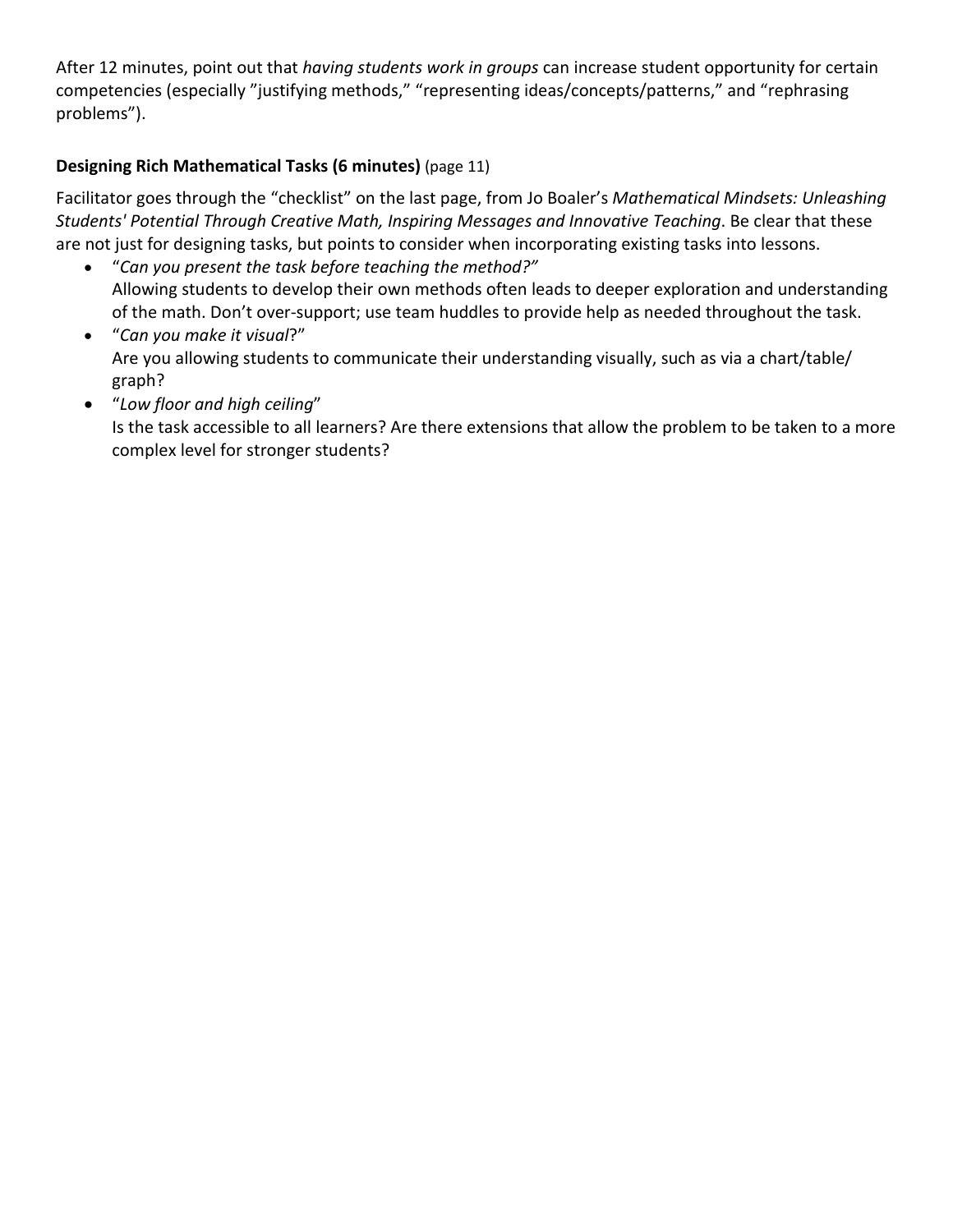After 12 minutes, point out that *having students work in groups* can increase student opportunity for certain competencies (especially "justifying methods," "representing ideas/concepts/patterns," and "rephrasing problems").

**Designing Rich Mathematical Tasks (6 minutes)** (page 11)

Facilitator goes through the "checklist" on the last page, from Jo Boaler's *Mathematical Mindsets: Unleashing Students' Potential Through Creative Math, Inspiring Messages and Innovative Teaching*. Be clear that these are not just for designing tasks, but points to consider when incorporating existing tasks into lessons.

- "*Can you present the task before teaching the method?"*
  Allowing students to develop their own methods often leads to deeper exploration and understanding of the math. Don't over-support; use team huddles to provide help as needed throughout the task.
- "*Can you make it visual*?"
  Are you allowing students to communicate their understanding visually, such as via a chart/table/ graph?
- "*Low floor and high ceiling*"
  Is the task accessible to all learners? Are there extensions that allow the problem to be taken to a more complex level for stronger students?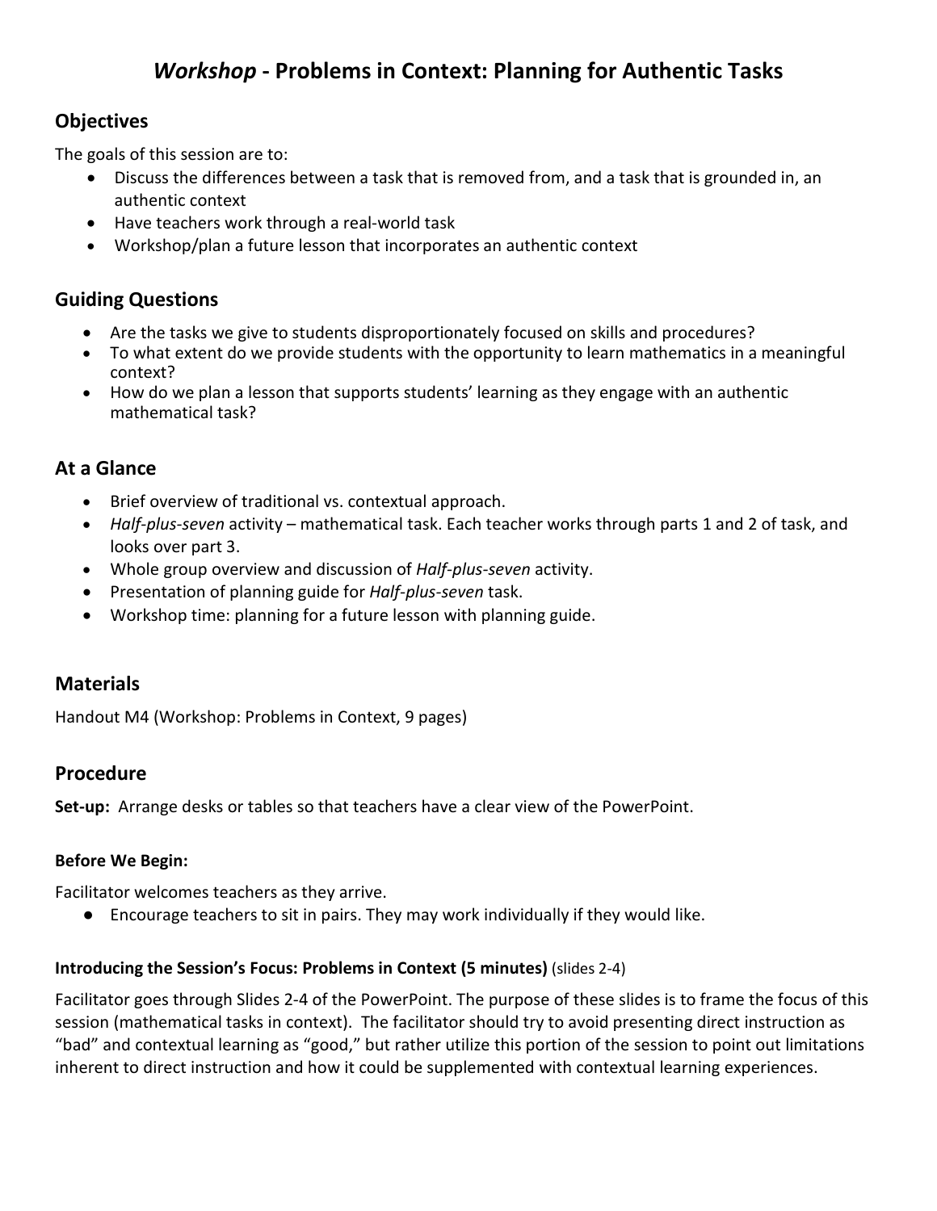# *Workshop* - Problems in Context: Planning for Authentic Tasks

## Objectives

The goals of this session are to:

- Discuss the differences between a task that is removed from, and a task that is grounded in, an authentic context
- Have teachers work through a real-world task
- Workshop/plan a future lesson that incorporates an authentic context

## Guiding Questions

- Are the tasks we give to students disproportionately focused on skills and procedures?
- To what extent do we provide students with the opportunity to learn mathematics in a meaningful context?
- How do we plan a lesson that supports students' learning as they engage with an authentic mathematical task?

## At a Glance

- Brief overview of traditional vs. contextual approach.
- *Half-plus-seven* activity – mathematical task. Each teacher works through parts 1 and 2 of task, and looks over part 3.
- Whole group overview and discussion of *Half-plus-seven* activity.
- Presentation of planning guide for *Half-plus-seven* task.
- Workshop time: planning for a future lesson with planning guide.

## Materials

Handout M4 (Workshop: Problems in Context, 9 pages)

## Procedure

**Set-up:** Arrange desks or tables so that teachers have a clear view of the PowerPoint.

### Before We Begin:

Facilitator welcomes teachers as they arrive.

- Encourage teachers to sit in pairs. They may work individually if they would like.

### Introducing the Session's Focus: Problems in Context (5 minutes) (slides 2-4)

Facilitator goes through Slides 2-4 of the PowerPoint. The purpose of these slides is to frame the focus of this session (mathematical tasks in context). The facilitator should try to avoid presenting direct instruction as "bad" and contextual learning as "good," but rather utilize this portion of the session to point out limitations inherent to direct instruction and how it could be supplemented with contextual learning experiences.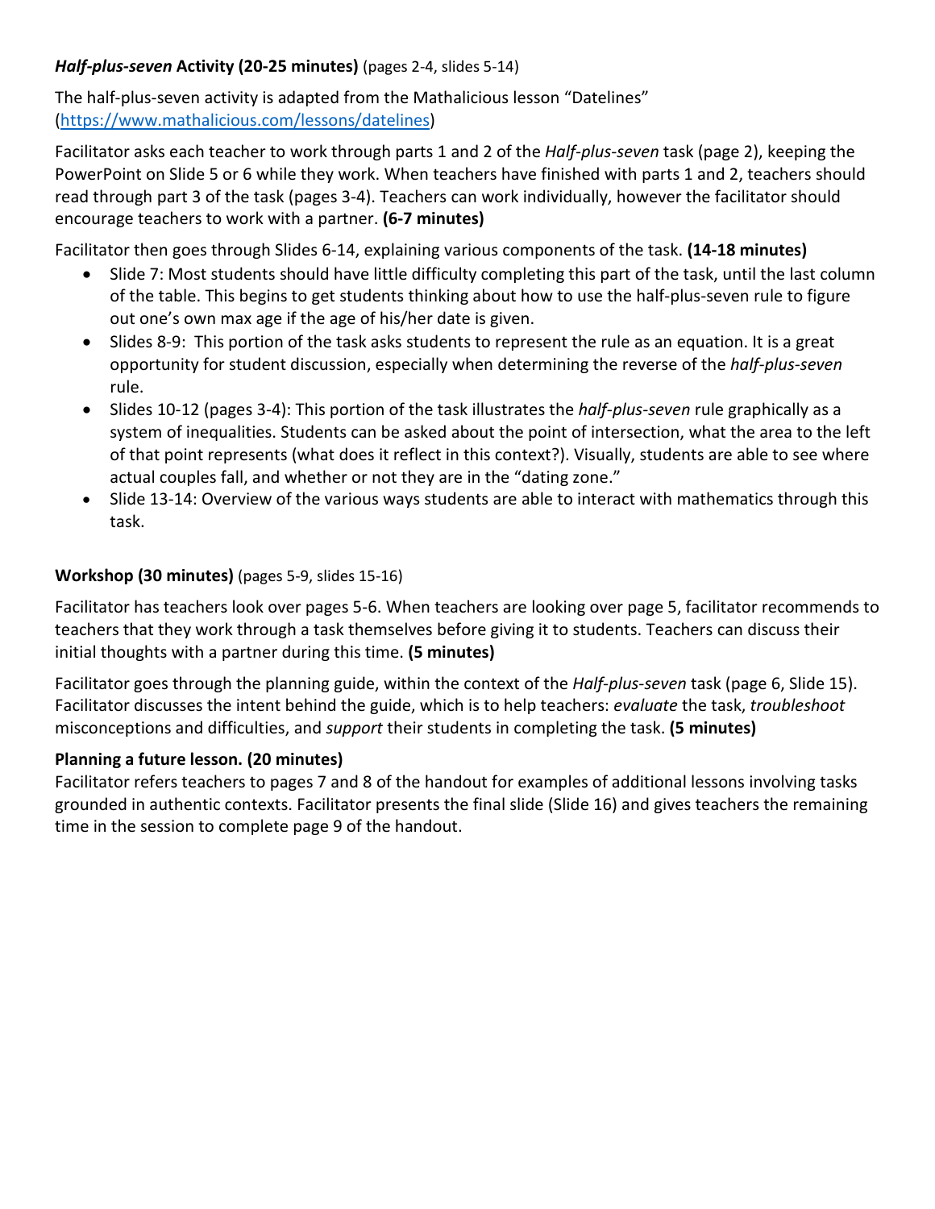***Half-plus-seven* Activity (20-25 minutes)** (pages 2-4, slides 5-14)

The half-plus-seven activity is adapted from the Mathalicious lesson "Datelines" (https://www.mathalicious.com/lessons/datelines)

Facilitator asks each teacher to work through parts 1 and 2 of the *Half-plus-seven* task (page 2), keeping the PowerPoint on Slide 5 or 6 while they work. When teachers have finished with parts 1 and 2, teachers should read through part 3 of the task (pages 3-4). Teachers can work individually, however the facilitator should encourage teachers to work with a partner. **(6-7 minutes)**

Facilitator then goes through Slides 6-14, explaining various components of the task. **(14-18 minutes)**

- Slide 7: Most students should have little difficulty completing this part of the task, until the last column of the table. This begins to get students thinking about how to use the half-plus-seven rule to figure out one's own max age if the age of his/her date is given.
- Slides 8-9: This portion of the task asks students to represent the rule as an equation. It is a great opportunity for student discussion, especially when determining the reverse of the *half-plus-seven* rule.
- Slides 10-12 (pages 3-4): This portion of the task illustrates the *half-plus-seven* rule graphically as a system of inequalities. Students can be asked about the point of intersection, what the area to the left of that point represents (what does it reflect in this context?). Visually, students are able to see where actual couples fall, and whether or not they are in the "dating zone."
- Slide 13-14: Overview of the various ways students are able to interact with mathematics through this task.

**Workshop (30 minutes)** (pages 5-9, slides 15-16)

Facilitator has teachers look over pages 5-6. When teachers are looking over page 5, facilitator recommends to teachers that they work through a task themselves before giving it to students. Teachers can discuss their initial thoughts with a partner during this time. **(5 minutes)**

Facilitator goes through the planning guide, within the context of the *Half-plus-seven* task (page 6, Slide 15). Facilitator discusses the intent behind the guide, which is to help teachers: *evaluate* the task, *troubleshoot* misconceptions and difficulties, and *support* their students in completing the task. **(5 minutes)**

**Planning a future lesson. (20 minutes)**

Facilitator refers teachers to pages 7 and 8 of the handout for examples of additional lessons involving tasks grounded in authentic contexts. Facilitator presents the final slide (Slide 16) and gives teachers the remaining time in the session to complete page 9 of the handout.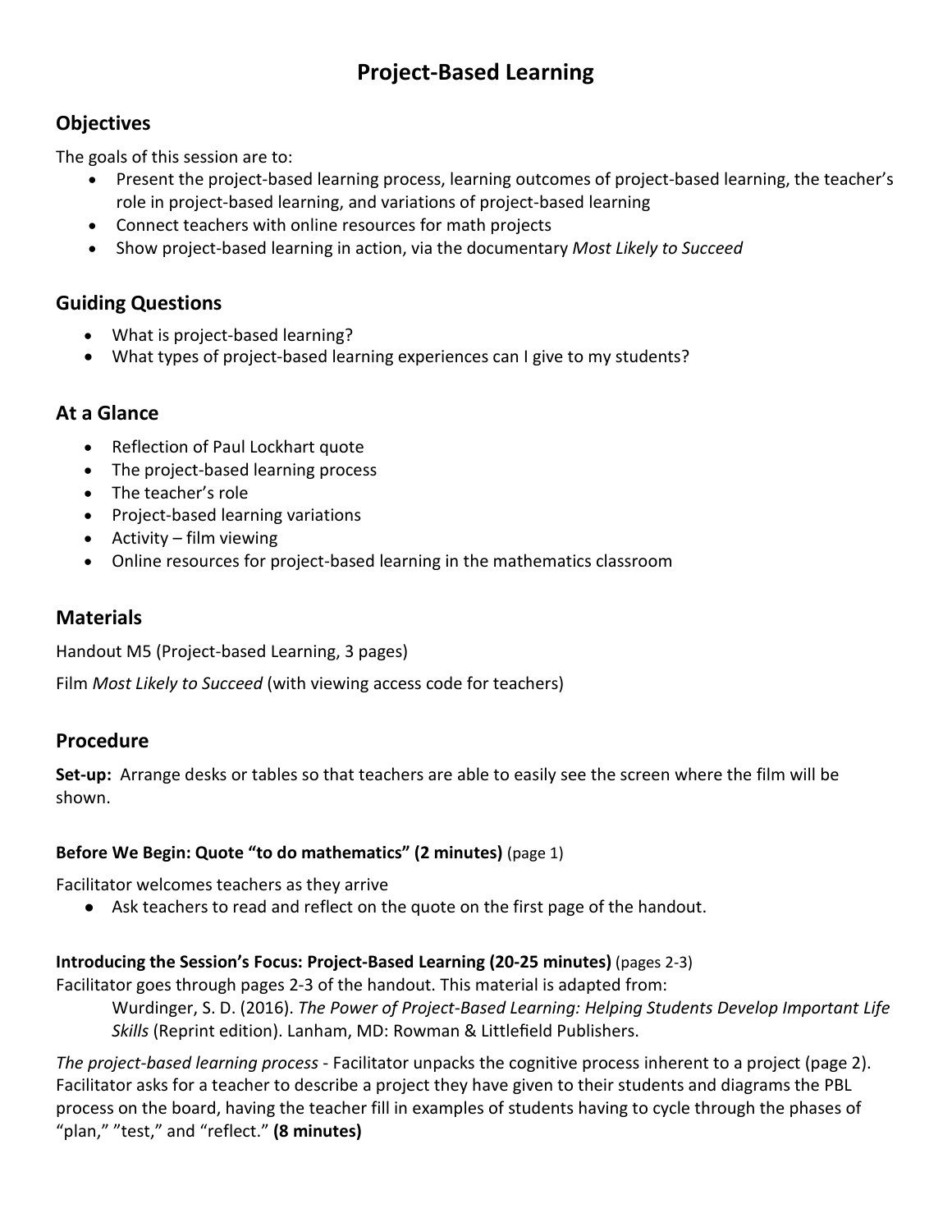# Project-Based Learning

## Objectives

The goals of this session are to:

- Present the project-based learning process, learning outcomes of project-based learning, the teacher's role in project-based learning, and variations of project-based learning
- Connect teachers with online resources for math projects
- Show project-based learning in action, via the documentary *Most Likely to Succeed*

## Guiding Questions

- What is project-based learning?
- What types of project-based learning experiences can I give to my students?

## At a Glance

- Reflection of Paul Lockhart quote
- The project-based learning process
- The teacher's role
- Project-based learning variations
- Activity – film viewing
- Online resources for project-based learning in the mathematics classroom

## Materials

Handout M5 (Project-based Learning, 3 pages)

Film *Most Likely to Succeed* (with viewing access code for teachers)

## Procedure

**Set-up:** Arrange desks or tables so that teachers are able to easily see the screen where the film will be shown.

#### Before We Begin: Quote "to do mathematics" (2 minutes) (page 1)

Facilitator welcomes teachers as they arrive

- Ask teachers to read and reflect on the quote on the first page of the handout.

#### Introducing the Session's Focus: Project-Based Learning (20-25 minutes) (pages 2-3)

Facilitator goes through pages 2-3 of the handout. This material is adapted from:

> Wurdinger, S. D. (2016). *The Power of Project-Based Learning: Helping Students Develop Important Life Skills* (Reprint edition). Lanham, MD: Rowman & Littlefield Publishers.

*The project-based learning process* - Facilitator unpacks the cognitive process inherent to a project (page 2). Facilitator asks for a teacher to describe a project they have given to their students and diagrams the PBL process on the board, having the teacher fill in examples of students having to cycle through the phases of "plan," "test," and "reflect." **(8 minutes)**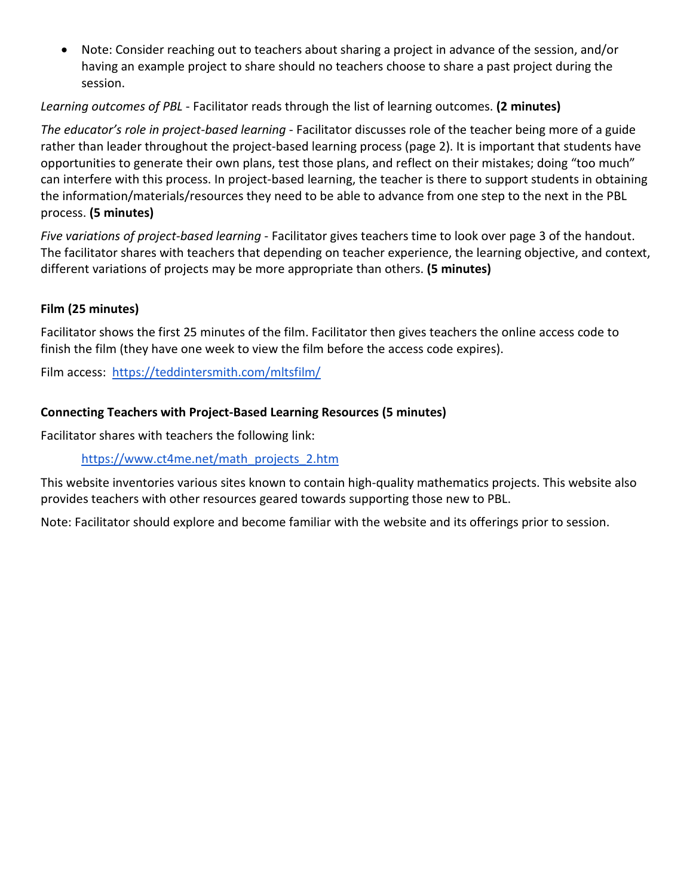- Note: Consider reaching out to teachers about sharing a project in advance of the session, and/or having an example project to share should no teachers choose to share a past project during the session.

*Learning outcomes of PBL* - Facilitator reads through the list of learning outcomes. **(2 minutes)**

*The educator's role in project-based learning* - Facilitator discusses role of the teacher being more of a guide rather than leader throughout the project-based learning process (page 2). It is important that students have opportunities to generate their own plans, test those plans, and reflect on their mistakes; doing "too much" can interfere with this process. In project-based learning, the teacher is there to support students in obtaining the information/materials/resources they need to be able to advance from one step to the next in the PBL process. **(5 minutes)**

*Five variations of project-based learning* - Facilitator gives teachers time to look over page 3 of the handout. The facilitator shares with teachers that depending on teacher experience, the learning objective, and context, different variations of projects may be more appropriate than others. **(5 minutes)**

**Film (25 minutes)**

Facilitator shows the first 25 minutes of the film. Facilitator then gives teachers the online access code to finish the film (they have one week to view the film before the access code expires).

Film access: [https://teddintersmith.com/mltsfilm/](https://teddintersmith.com/mltsfilm/)

**Connecting Teachers with Project-Based Learning Resources (5 minutes)**

Facilitator shares with teachers the following link:

[https://www.ct4me.net/math_projects_2.htm](https://www.ct4me.net/math_projects_2.htm)

This website inventories various sites known to contain high-quality mathematics projects. This website also provides teachers with other resources geared towards supporting those new to PBL.

Note: Facilitator should explore and become familiar with the website and its offerings prior to session.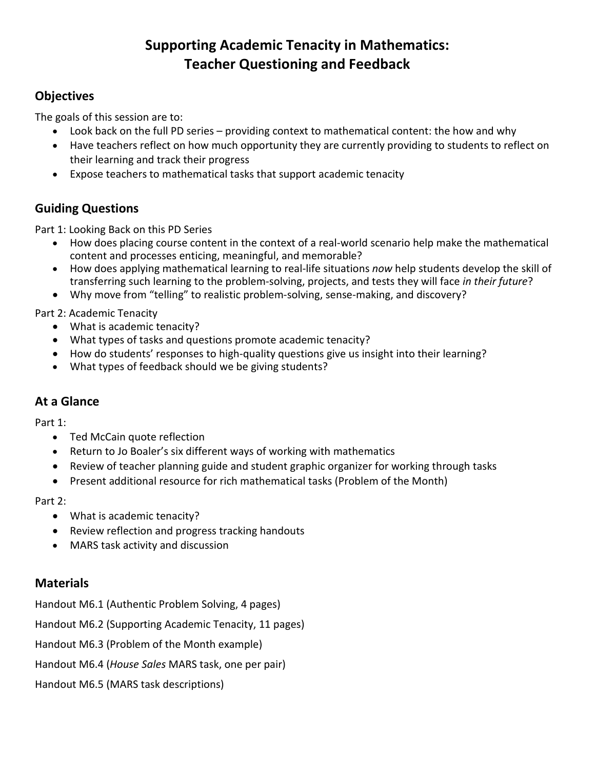# Supporting Academic Tenacity in Mathematics: Teacher Questioning and Feedback

## Objectives

The goals of this session are to:

- Look back on the full PD series – providing context to mathematical content: the how and why
- Have teachers reflect on how much opportunity they are currently providing to students to reflect on their learning and track their progress
- Expose teachers to mathematical tasks that support academic tenacity

## Guiding Questions

Part 1: Looking Back on this PD Series

- How does placing course content in the context of a real-world scenario help make the mathematical content and processes enticing, meaningful, and memorable?
- How does applying mathematical learning to real-life situations *now* help students develop the skill of transferring such learning to the problem-solving, projects, and tests they will face *in their future*?
- Why move from "telling" to realistic problem-solving, sense-making, and discovery?

Part 2: Academic Tenacity

- What is academic tenacity?
- What types of tasks and questions promote academic tenacity?
- How do students' responses to high-quality questions give us insight into their learning?
- What types of feedback should we be giving students?

## At a Glance

Part 1:

- Ted McCain quote reflection
- Return to Jo Boaler's six different ways of working with mathematics
- Review of teacher planning guide and student graphic organizer for working through tasks
- Present additional resource for rich mathematical tasks (Problem of the Month)

Part 2:

- What is academic tenacity?
- Review reflection and progress tracking handouts
- MARS task activity and discussion

## Materials

Handout M6.1 (Authentic Problem Solving, 4 pages)

Handout M6.2 (Supporting Academic Tenacity, 11 pages)

Handout M6.3 (Problem of the Month example)

Handout M6.4 (*House Sales* MARS task, one per pair)

Handout M6.5 (MARS task descriptions)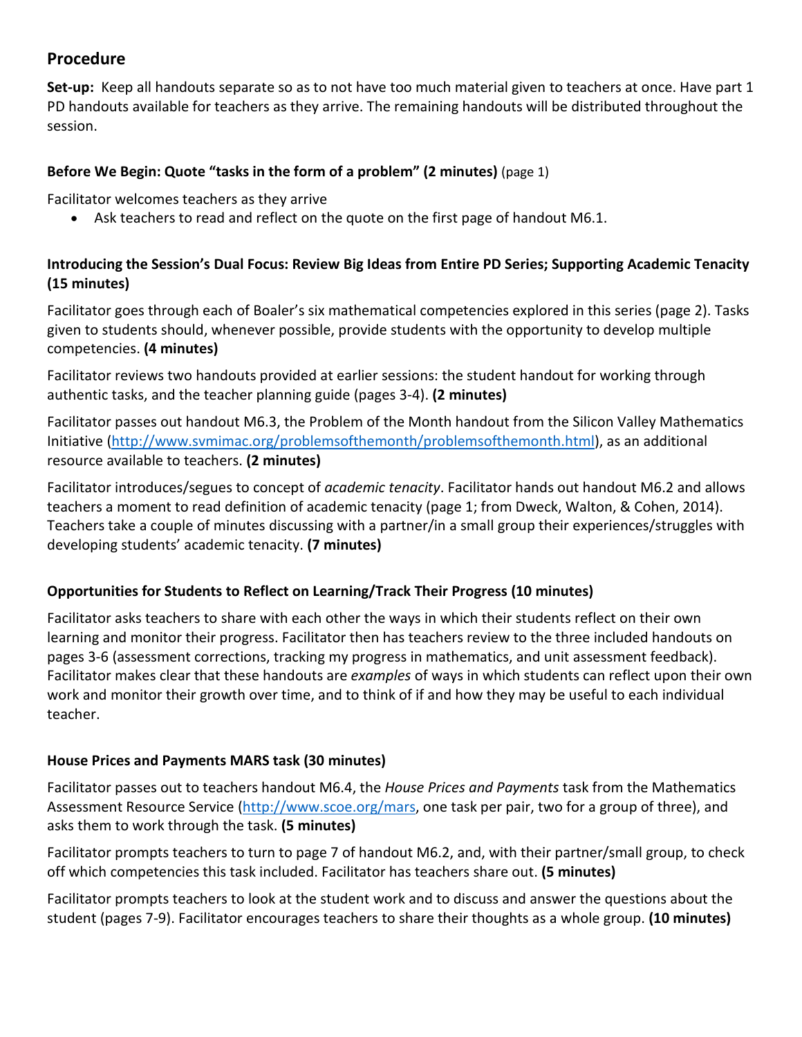## Procedure

**Set-up:** Keep all handouts separate so as to not have too much material given to teachers at once. Have part 1 PD handouts available for teachers as they arrive. The remaining handouts will be distributed throughout the session.

### Before We Begin: Quote "tasks in the form of a problem" (2 minutes) (page 1)

Facilitator welcomes teachers as they arrive

- Ask teachers to read and reflect on the quote on the first page of handout M6.1.

### Introducing the Session's Dual Focus: Review Big Ideas from Entire PD Series; Supporting Academic Tenacity (15 minutes)

Facilitator goes through each of Boaler's six mathematical competencies explored in this series (page 2). Tasks given to students should, whenever possible, provide students with the opportunity to develop multiple competencies. **(4 minutes)**

Facilitator reviews two handouts provided at earlier sessions: the student handout for working through authentic tasks, and the teacher planning guide (pages 3-4). **(2 minutes)**

Facilitator passes out handout M6.3, the Problem of the Month handout from the Silicon Valley Mathematics Initiative (http://www.svmimac.org/problemsofthemonth/problemsofthemonth.html), as an additional resource available to teachers. **(2 minutes)**

Facilitator introduces/segues to concept of *academic tenacity*. Facilitator hands out handout M6.2 and allows teachers a moment to read definition of academic tenacity (page 1; from Dweck, Walton, & Cohen, 2014). Teachers take a couple of minutes discussing with a partner/in a small group their experiences/struggles with developing students' academic tenacity. **(7 minutes)**

### Opportunities for Students to Reflect on Learning/Track Their Progress (10 minutes)

Facilitator asks teachers to share with each other the ways in which their students reflect on their own learning and monitor their progress. Facilitator then has teachers review to the three included handouts on pages 3-6 (assessment corrections, tracking my progress in mathematics, and unit assessment feedback). Facilitator makes clear that these handouts are *examples* of ways in which students can reflect upon their own work and monitor their growth over time, and to think of if and how they may be useful to each individual teacher.

### House Prices and Payments MARS task (30 minutes)

Facilitator passes out to teachers handout M6.4, the *House Prices and Payments* task from the Mathematics Assessment Resource Service (http://www.scoe.org/mars, one task per pair, two for a group of three), and asks them to work through the task. **(5 minutes)**

Facilitator prompts teachers to turn to page 7 of handout M6.2, and, with their partner/small group, to check off which competencies this task included. Facilitator has teachers share out. **(5 minutes)**

Facilitator prompts teachers to look at the student work and to discuss and answer the questions about the student (pages 7-9). Facilitator encourages teachers to share their thoughts as a whole group. **(10 minutes)**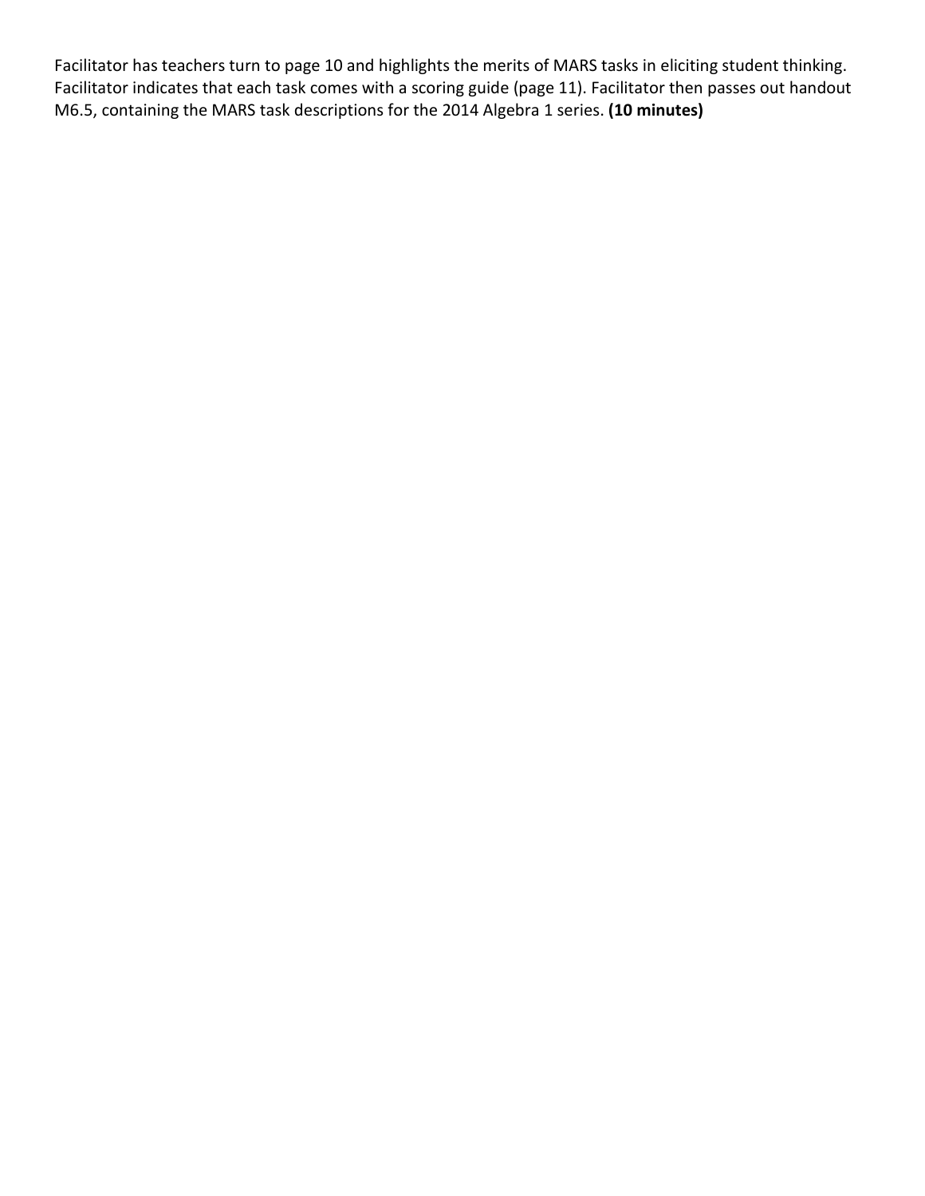Facilitator has teachers turn to page 10 and highlights the merits of MARS tasks in eliciting student thinking. Facilitator indicates that each task comes with a scoring guide (page 11). Facilitator then passes out handout M6.5, containing the MARS task descriptions for the 2014 Algebra 1 series. **(10 minutes)**